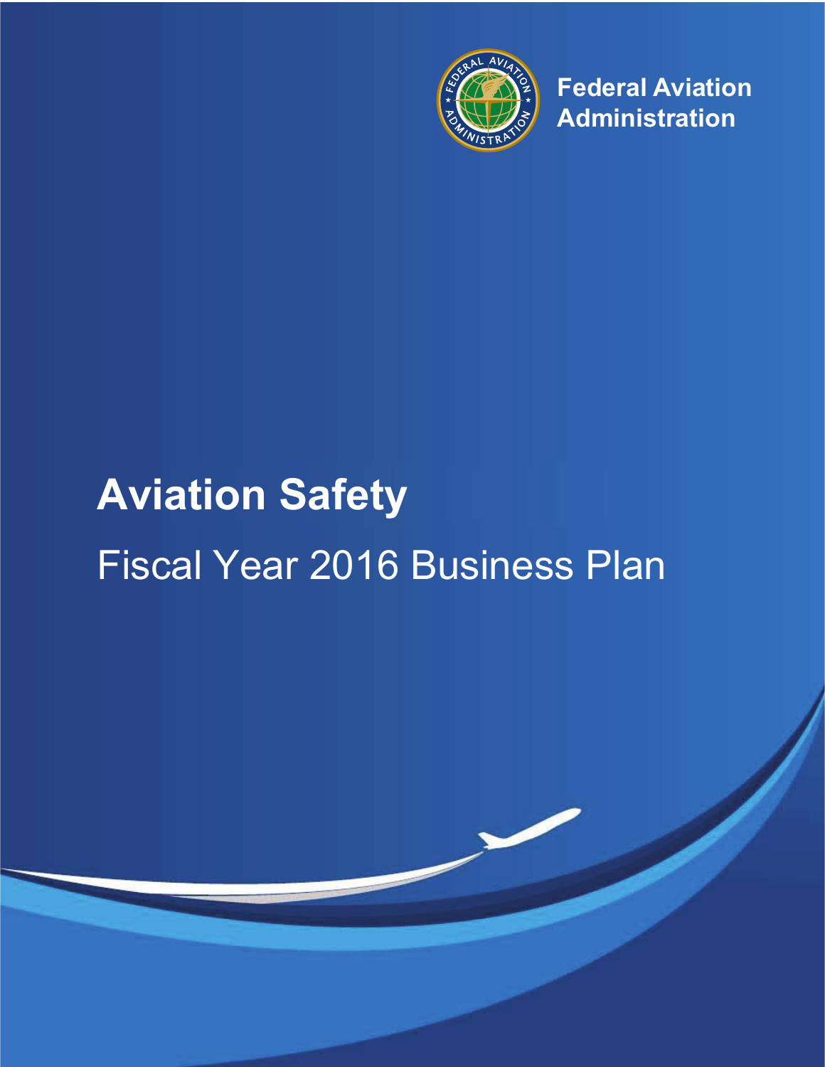Federal Aviation Administration

# Aviation Safety

## Fiscal Year 2016 Business Plan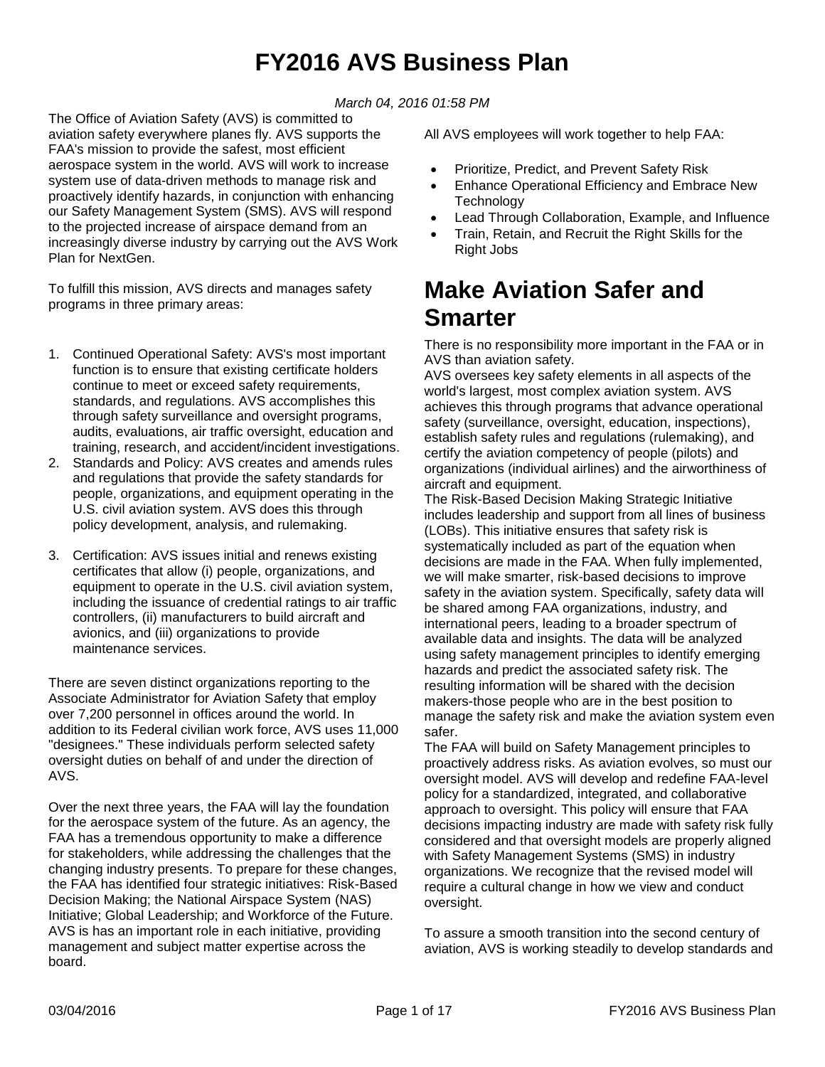# FY2016 AVS Business Plan

*March 04, 2016 01:58 PM*

The Office of Aviation Safety (AVS) is committed to aviation safety everywhere planes fly. AVS supports the FAA's mission to provide the safest, most efficient aerospace system in the world. AVS will work to increase system use of data-driven methods to manage risk and proactively identify hazards, in conjunction with enhancing our Safety Management System (SMS). AVS will respond to the projected increase of airspace demand from an increasingly diverse industry by carrying out the AVS Work Plan for NextGen.

To fulfill this mission, AVS directs and manages safety programs in three primary areas:

1. Continued Operational Safety: AVS's most important function is to ensure that existing certificate holders continue to meet or exceed safety requirements, standards, and regulations. AVS accomplishes this through safety surveillance and oversight programs, audits, evaluations, air traffic oversight, education and training, research, and accident/incident investigations.
2. Standards and Policy: AVS creates and amends rules and regulations that provide the safety standards for people, organizations, and equipment operating in the U.S. civil aviation system. AVS does this through policy development, analysis, and rulemaking.
3. Certification: AVS issues initial and renews existing certificates that allow (i) people, organizations, and equipment to operate in the U.S. civil aviation system, including the issuance of credential ratings to air traffic controllers, (ii) manufacturers to build aircraft and avionics, and (iii) organizations to provide maintenance services.

There are seven distinct organizations reporting to the Associate Administrator for Aviation Safety that employ over 7,200 personnel in offices around the world. In addition to its Federal civilian work force, AVS uses 11,000 "designees." These individuals perform selected safety oversight duties on behalf of and under the direction of AVS.

Over the next three years, the FAA will lay the foundation for the aerospace system of the future. As an agency, the FAA has a tremendous opportunity to make a difference for stakeholders, while addressing the challenges that the changing industry presents. To prepare for these changes, the FAA has identified four strategic initiatives: Risk-Based Decision Making; the National Airspace System (NAS) Initiative; Global Leadership; and Workforce of the Future. AVS is has an important role in each initiative, providing management and subject matter expertise across the board.

All AVS employees will work together to help FAA:

- Prioritize, Predict, and Prevent Safety Risk
- Enhance Operational Efficiency and Embrace New Technology
- Lead Through Collaboration, Example, and Influence
- Train, Retain, and Recruit the Right Skills for the Right Jobs

## Make Aviation Safer and Smarter

There is no responsibility more important in the FAA or in AVS than aviation safety.
AVS oversees key safety elements in all aspects of the world's largest, most complex aviation system. AVS achieves this through programs that advance operational safety (surveillance, oversight, education, inspections), establish safety rules and regulations (rulemaking), and certify the aviation competency of people (pilots) and organizations (individual airlines) and the airworthiness of aircraft and equipment.
The Risk-Based Decision Making Strategic Initiative includes leadership and support from all lines of business (LOBs). This initiative ensures that safety risk is systematically included as part of the equation when decisions are made in the FAA. When fully implemented, we will make smarter, risk-based decisions to improve safety in the aviation system. Specifically, safety data will be shared among FAA organizations, industry, and international peers, leading to a broader spectrum of available data and insights. The data will be analyzed using safety management principles to identify emerging hazards and predict the associated safety risk. The resulting information will be shared with the decision makers-those people who are in the best position to manage the safety risk and make the aviation system even safer.
The FAA will build on Safety Management principles to proactively address risks. As aviation evolves, so must our oversight model. AVS will develop and redefine FAA-level policy for a standardized, integrated, and collaborative approach to oversight. This policy will ensure that FAA decisions impacting industry are made with safety risk fully considered and that oversight models are properly aligned with Safety Management Systems (SMS) in industry organizations. We recognize that the revised model will require a cultural change in how we view and conduct oversight.

To assure a smooth transition into the second century of aviation, AVS is working steadily to develop standards and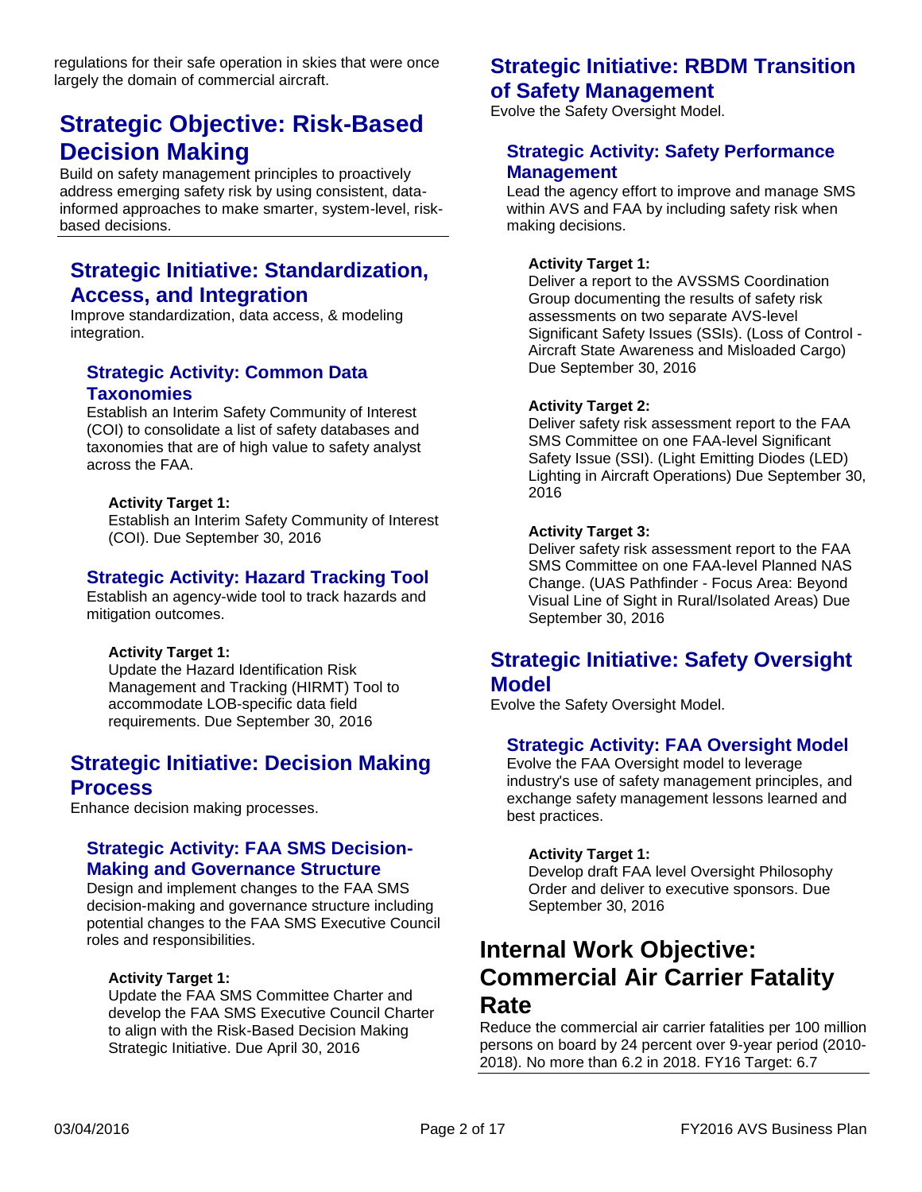regulations for their safe operation in skies that were once largely the domain of commercial aircraft.

# Strategic Objective: Risk-Based Decision Making

Build on safety management principles to proactively address emerging safety risk by using consistent, data-informed approaches to make smarter, system-level, risk-based decisions.

## Strategic Initiative: Standardization, Access, and Integration

Improve standardization, data access, & modeling integration.

### Strategic Activity: Common Data Taxonomies

Establish an Interim Safety Community of Interest (COI) to consolidate a list of safety databases and taxonomies that are of high value to safety analyst across the FAA.

**Activity Target 1:**
Establish an Interim Safety Community of Interest (COI). Due September 30, 2016

### Strategic Activity: Hazard Tracking Tool

Establish an agency-wide tool to track hazards and mitigation outcomes.

**Activity Target 1:**
Update the Hazard Identification Risk Management and Tracking (HIRMT) Tool to accommodate LOB-specific data field requirements. Due September 30, 2016

## Strategic Initiative: Decision Making Process

Enhance decision making processes.

### Strategic Activity: FAA SMS Decision-Making and Governance Structure

Design and implement changes to the FAA SMS decision-making and governance structure including potential changes to the FAA SMS Executive Council roles and responsibilities.

**Activity Target 1:**
Update the FAA SMS Committee Charter and develop the FAA SMS Executive Council Charter to align with the Risk-Based Decision Making Strategic Initiative. Due April 30, 2016

## Strategic Initiative: RBDM Transition of Safety Management

Evolve the Safety Oversight Model.

### Strategic Activity: Safety Performance Management

Lead the agency effort to improve and manage SMS within AVS and FAA by including safety risk when making decisions.

**Activity Target 1:**
Deliver a report to the AVSSMS Coordination Group documenting the results of safety risk assessments on two separate AVS-level Significant Safety Issues (SSIs). (Loss of Control - Aircraft State Awareness and Misloaded Cargo) Due September 30, 2016

**Activity Target 2:**
Deliver safety risk assessment report to the FAA SMS Committee on one FAA-level Significant Safety Issue (SSI). (Light Emitting Diodes (LED) Lighting in Aircraft Operations) Due September 30, 2016

**Activity Target 3:**
Deliver safety risk assessment report to the FAA SMS Committee on one FAA-level Planned NAS Change. (UAS Pathfinder - Focus Area: Beyond Visual Line of Sight in Rural/Isolated Areas) Due September 30, 2016

## Strategic Initiative: Safety Oversight Model

Evolve the Safety Oversight Model.

### Strategic Activity: FAA Oversight Model

Evolve the FAA Oversight model to leverage industry's use of safety management principles, and exchange safety management lessons learned and best practices.

**Activity Target 1:**
Develop draft FAA level Oversight Philosophy Order and deliver to executive sponsors. Due September 30, 2016

# Internal Work Objective: Commercial Air Carrier Fatality Rate

Reduce the commercial air carrier fatalities per 100 million persons on board by 24 percent over 9-year period (2010-2018). No more than 6.2 in 2018. FY16 Target: 6.7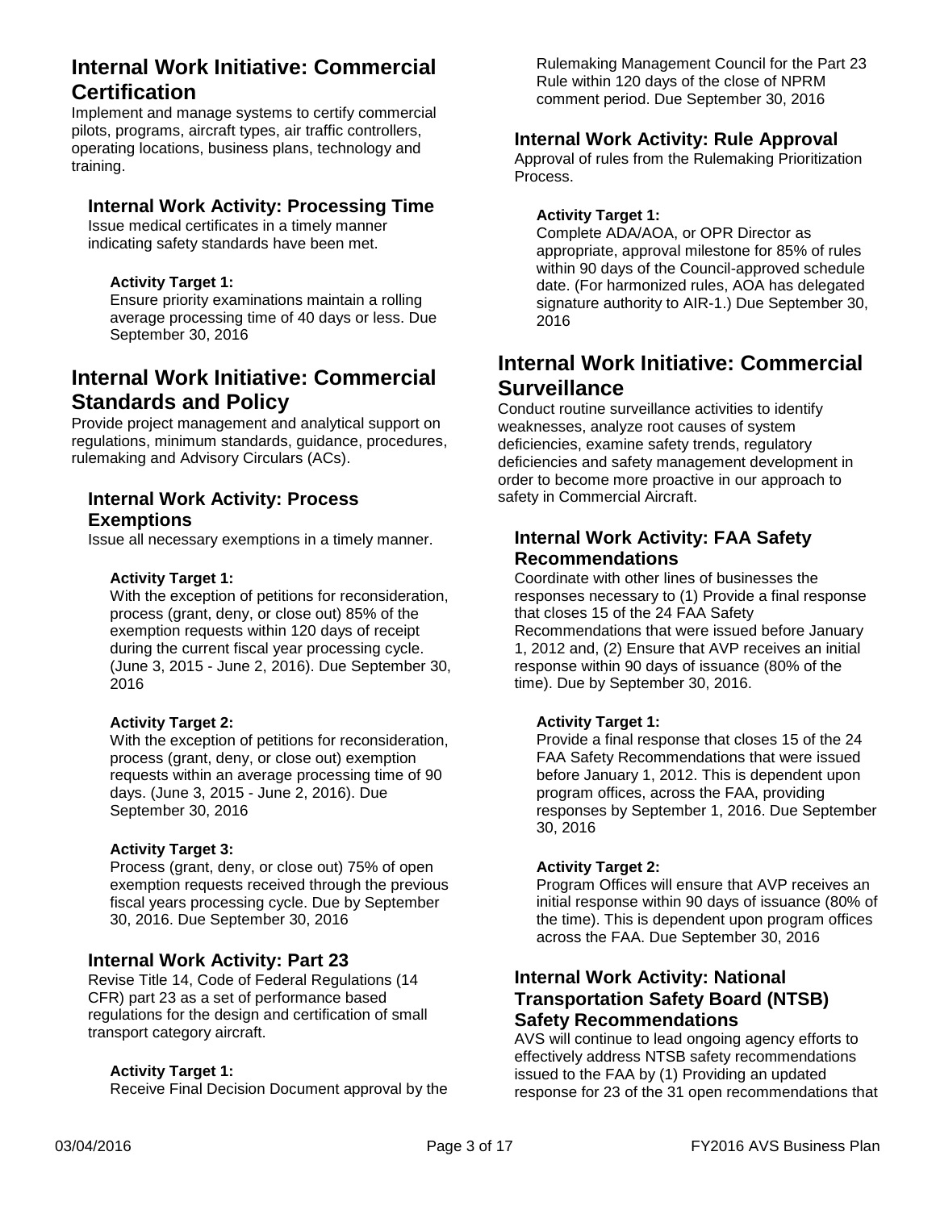## Internal Work Initiative: Commercial Certification

Implement and manage systems to certify commercial pilots, programs, aircraft types, air traffic controllers, operating locations, business plans, technology and training.

### Internal Work Activity: Processing Time

Issue medical certificates in a timely manner indicating safety standards have been met.

**Activity Target 1:**
Ensure priority examinations maintain a rolling average processing time of 40 days or less. Due September 30, 2016

## Internal Work Initiative: Commercial Standards and Policy

Provide project management and analytical support on regulations, minimum standards, guidance, procedures, rulemaking and Advisory Circulars (ACs).

### Internal Work Activity: Process Exemptions

Issue all necessary exemptions in a timely manner.

**Activity Target 1:**
With the exception of petitions for reconsideration, process (grant, deny, or close out) 85% of the exemption requests within 120 days of receipt during the current fiscal year processing cycle. (June 3, 2015 - June 2, 2016). Due September 30, 2016

**Activity Target 2:**
With the exception of petitions for reconsideration, process (grant, deny, or close out) exemption requests within an average processing time of 90 days. (June 3, 2015 - June 2, 2016). Due September 30, 2016

**Activity Target 3:**
Process (grant, deny, or close out) 75% of open exemption requests received through the previous fiscal years processing cycle. Due by September 30, 2016. Due September 30, 2016

### Internal Work Activity: Part 23

Revise Title 14, Code of Federal Regulations (14 CFR) part 23 as a set of performance based regulations for the design and certification of small transport category aircraft.

**Activity Target 1:**
Receive Final Decision Document approval by the Rulemaking Management Council for the Part 23 Rule within 120 days of the close of NPRM comment period. Due September 30, 2016

### Internal Work Activity: Rule Approval

Approval of rules from the Rulemaking Prioritization Process.

**Activity Target 1:**
Complete ADA/AOA, or OPR Director as appropriate, approval milestone for 85% of rules within 90 days of the Council-approved schedule date. (For harmonized rules, AOA has delegated signature authority to AIR-1.) Due September 30, 2016

## Internal Work Initiative: Commercial Surveillance

Conduct routine surveillance activities to identify weaknesses, analyze root causes of system deficiencies, examine safety trends, regulatory deficiencies and safety management development in order to become more proactive in our approach to safety in Commercial Aircraft.

### Internal Work Activity: FAA Safety Recommendations

Coordinate with other lines of businesses the responses necessary to (1) Provide a final response that closes 15 of the 24 FAA Safety Recommendations that were issued before January 1, 2012 and, (2) Ensure that AVP receives an initial response within 90 days of issuance (80% of the time). Due by September 30, 2016.

**Activity Target 1:**
Provide a final response that closes 15 of the 24 FAA Safety Recommendations that were issued before January 1, 2012. This is dependent upon program offices, across the FAA, providing responses by September 1, 2016. Due September 30, 2016

**Activity Target 2:**
Program Offices will ensure that AVP receives an initial response within 90 days of issuance (80% of the time). This is dependent upon program offices across the FAA. Due September 30, 2016

### Internal Work Activity: National Transportation Safety Board (NTSB) Safety Recommendations

AVS will continue to lead ongoing agency efforts to effectively address NTSB safety recommendations issued to the FAA by (1) Providing an updated response for 23 of the 31 open recommendations that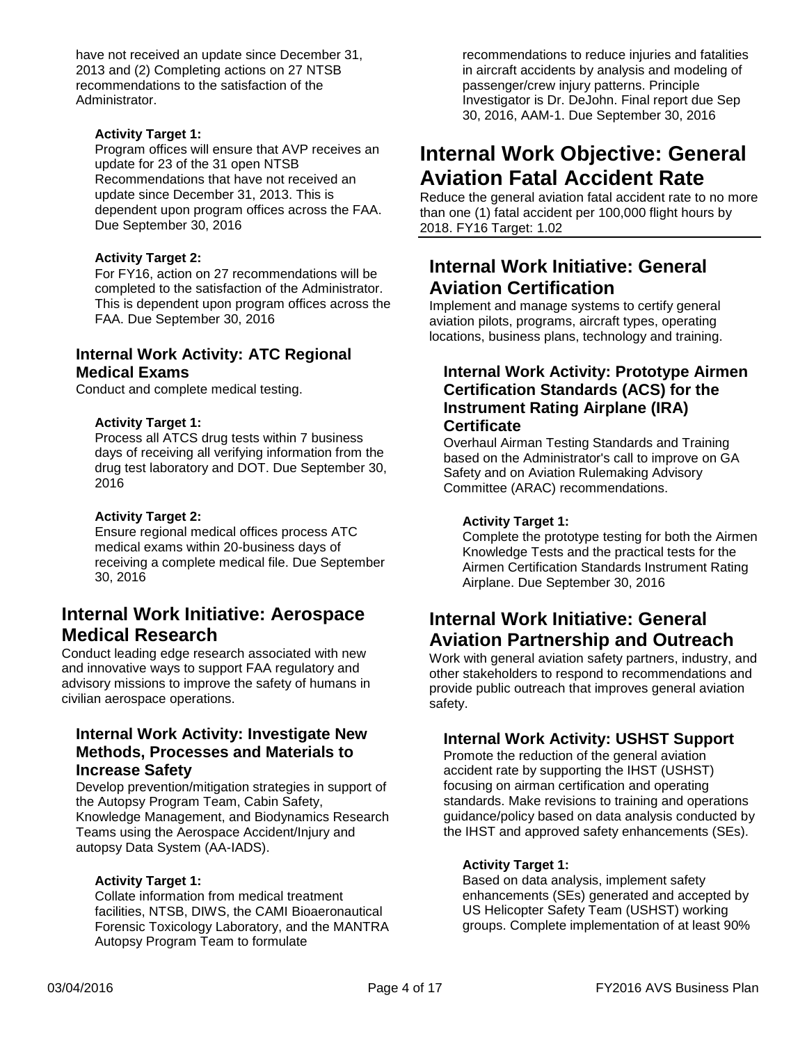have not received an update since December 31, 2013 and (2) Completing actions on 27 NTSB recommendations to the satisfaction of the Administrator.

**Activity Target 1:**
Program offices will ensure that AVP receives an update for 23 of the 31 open NTSB Recommendations that have not received an update since December 31, 2013. This is dependent upon program offices across the FAA. Due September 30, 2016

**Activity Target 2:**
For FY16, action on 27 recommendations will be completed to the satisfaction of the Administrator. This is dependent upon program offices across the FAA. Due September 30, 2016

### Internal Work Activity: ATC Regional Medical Exams

Conduct and complete medical testing.

**Activity Target 1:**
Process all ATCS drug tests within 7 business days of receiving all verifying information from the drug test laboratory and DOT. Due September 30, 2016

**Activity Target 2:**
Ensure regional medical offices process ATC medical exams within 20-business days of receiving a complete medical file. Due September 30, 2016

## Internal Work Initiative: Aerospace Medical Research

Conduct leading edge research associated with new and innovative ways to support FAA regulatory and advisory missions to improve the safety of humans in civilian aerospace operations.

### Internal Work Activity: Investigate New Methods, Processes and Materials to Increase Safety

Develop prevention/mitigation strategies in support of the Autopsy Program Team, Cabin Safety, Knowledge Management, and Biodynamics Research Teams using the Aerospace Accident/Injury and autopsy Data System (AA-IADS).

**Activity Target 1:**
Collate information from medical treatment facilities, NTSB, DIWS, the CAMI Bioaeronautical Forensic Toxicology Laboratory, and the MANTRA Autopsy Program Team to formulate recommendations to reduce injuries and fatalities in aircraft accidents by analysis and modeling of passenger/crew injury patterns. Principle Investigator is Dr. DeJohn. Final report due Sep 30, 2016, AAM-1. Due September 30, 2016

# Internal Work Objective: General Aviation Fatal Accident Rate

Reduce the general aviation fatal accident rate to no more than one (1) fatal accident per 100,000 flight hours by 2018. FY16 Target: 1.02

## Internal Work Initiative: General Aviation Certification

Implement and manage systems to certify general aviation pilots, programs, aircraft types, operating locations, business plans, technology and training.

### Internal Work Activity: Prototype Airmen Certification Standards (ACS) for the Instrument Rating Airplane (IRA) Certificate

Overhaul Airman Testing Standards and Training based on the Administrator's call to improve on GA Safety and on Aviation Rulemaking Advisory Committee (ARAC) recommendations.

**Activity Target 1:**
Complete the prototype testing for both the Airmen Knowledge Tests and the practical tests for the Airmen Certification Standards Instrument Rating Airplane. Due September 30, 2016

## Internal Work Initiative: General Aviation Partnership and Outreach

Work with general aviation safety partners, industry, and other stakeholders to respond to recommendations and provide public outreach that improves general aviation safety.

### Internal Work Activity: USHST Support

Promote the reduction of the general aviation accident rate by supporting the IHST (USHST) focusing on airman certification and operating standards. Make revisions to training and operations guidance/policy based on data analysis conducted by the IHST and approved safety enhancements (SEs).

**Activity Target 1:**
Based on data analysis, implement safety enhancements (SEs) generated and accepted by US Helicopter Safety Team (USHST) working groups. Complete implementation of at least 90%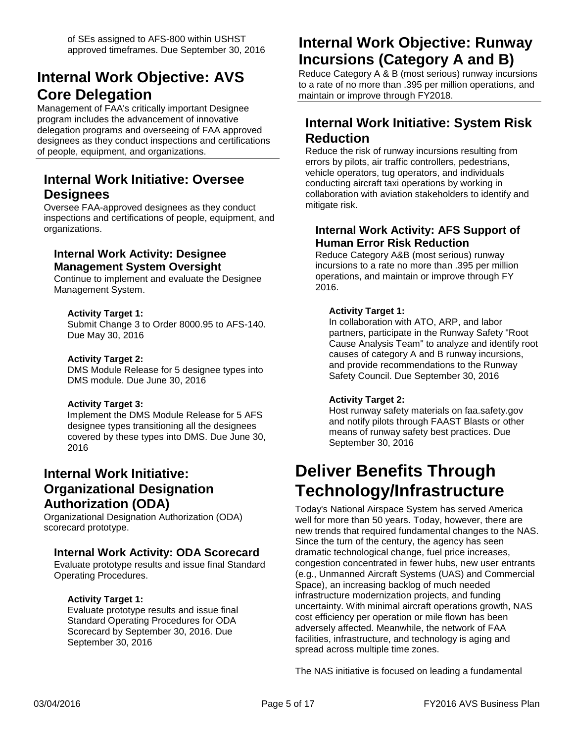of SEs assigned to AFS-800 within USHST approved timeframes. Due September 30, 2016

## Internal Work Objective: AVS Core Delegation

Management of FAA's critically important Designee program includes the advancement of innovative delegation programs and overseeing of FAA approved designees as they conduct inspections and certifications of people, equipment, and organizations.

### Internal Work Initiative: Oversee Designees

Oversee FAA-approved designees as they conduct inspections and certifications of people, equipment, and organizations.

#### Internal Work Activity: Designee Management System Oversight

Continue to implement and evaluate the Designee Management System.

**Activity Target 1:**
Submit Change 3 to Order 8000.95 to AFS-140. Due May 30, 2016

**Activity Target 2:**
DMS Module Release for 5 designee types into DMS module. Due June 30, 2016

**Activity Target 3:**
Implement the DMS Module Release for 5 AFS designee types transitioning all the designees covered by these types into DMS. Due June 30, 2016

### Internal Work Initiative: Organizational Designation Authorization (ODA)

Organizational Designation Authorization (ODA) scorecard prototype.

#### Internal Work Activity: ODA Scorecard

Evaluate prototype results and issue final Standard Operating Procedures.

**Activity Target 1:**
Evaluate prototype results and issue final Standard Operating Procedures for ODA Scorecard by September 30, 2016. Due September 30, 2016

## Internal Work Objective: Runway Incursions (Category A and B)

Reduce Category A & B (most serious) runway incursions to a rate of no more than .395 per million operations, and maintain or improve through FY2018.

### Internal Work Initiative: System Risk Reduction

Reduce the risk of runway incursions resulting from errors by pilots, air traffic controllers, pedestrians, vehicle operators, tug operators, and individuals conducting aircraft taxi operations by working in collaboration with aviation stakeholders to identify and mitigate risk.

#### Internal Work Activity: AFS Support of Human Error Risk Reduction

Reduce Category A&B (most serious) runway incursions to a rate no more than .395 per million operations, and maintain or improve through FY 2016.

**Activity Target 1:**
In collaboration with ATO, ARP, and labor partners, participate in the Runway Safety "Root Cause Analysis Team" to analyze and identify root causes of category A and B runway incursions, and provide recommendations to the Runway Safety Council. Due September 30, 2016

**Activity Target 2:**
Host runway safety materials on faa.safety.gov and notify pilots through FAAST Blasts or other means of runway safety best practices. Due September 30, 2016

# Deliver Benefits Through Technology/Infrastructure

Today's National Airspace System has served America well for more than 50 years. Today, however, there are new trends that required fundamental changes to the NAS. Since the turn of the century, the agency has seen dramatic technological change, fuel price increases, congestion concentrated in fewer hubs, new user entrants (e.g., Unmanned Aircraft Systems (UAS) and Commercial Space), an increasing backlog of much needed infrastructure modernization projects, and funding uncertainty. With minimal aircraft operations growth, NAS cost efficiency per operation or mile flown has been adversely affected. Meanwhile, the network of FAA facilities, infrastructure, and technology is aging and spread across multiple time zones.

The NAS initiative is focused on leading a fundamental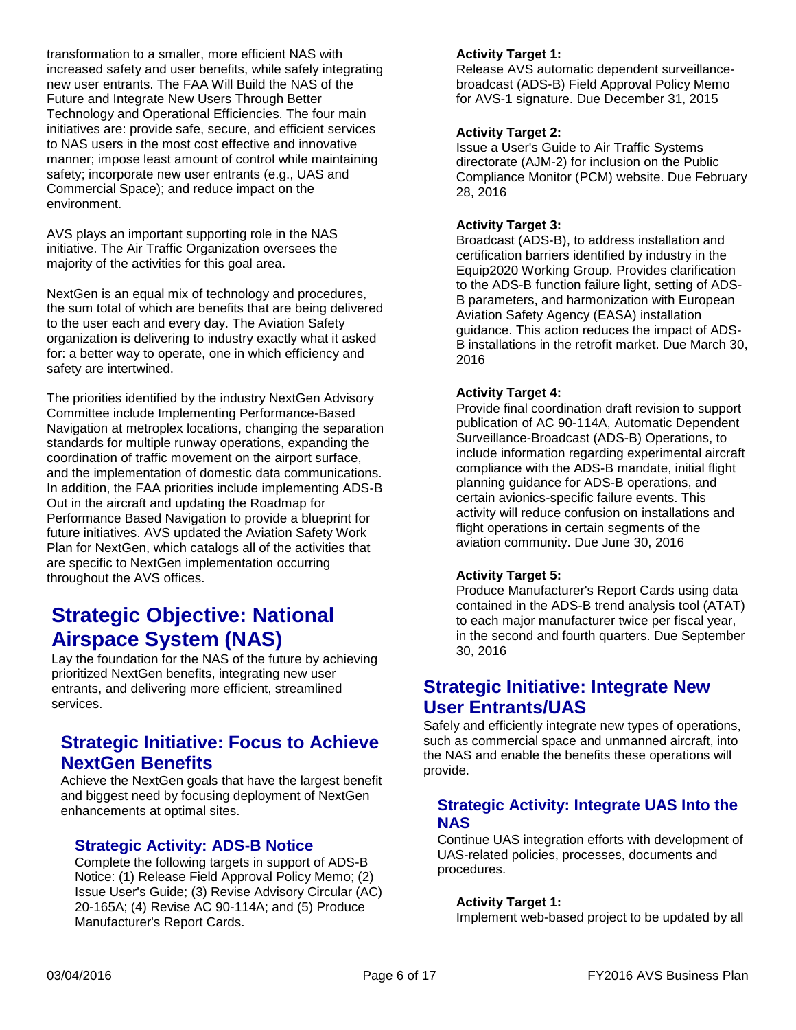transformation to a smaller, more efficient NAS with increased safety and user benefits, while safely integrating new user entrants. The FAA Will Build the NAS of the Future and Integrate New Users Through Better Technology and Operational Efficiencies. The four main initiatives are: provide safe, secure, and efficient services to NAS users in the most cost effective and innovative manner; impose least amount of control while maintaining safety; incorporate new user entrants (e.g., UAS and Commercial Space); and reduce impact on the environment.

AVS plays an important supporting role in the NAS initiative. The Air Traffic Organization oversees the majority of the activities for this goal area.

NextGen is an equal mix of technology and procedures, the sum total of which are benefits that are being delivered to the user each and every day. The Aviation Safety organization is delivering to industry exactly what it asked for: a better way to operate, one in which efficiency and safety are intertwined.

The priorities identified by the industry NextGen Advisory Committee include Implementing Performance-Based Navigation at metroplex locations, changing the separation standards for multiple runway operations, expanding the coordination of traffic movement on the airport surface, and the implementation of domestic data communications. In addition, the FAA priorities include implementing ADS-B Out in the aircraft and updating the Roadmap for Performance Based Navigation to provide a blueprint for future initiatives. AVS updated the Aviation Safety Work Plan for NextGen, which catalogs all of the activities that are specific to NextGen implementation occurring throughout the AVS offices.

# Strategic Objective: National Airspace System (NAS)

Lay the foundation for the NAS of the future by achieving prioritized NextGen benefits, integrating new user entrants, and delivering more efficient, streamlined services.

## Strategic Initiative: Focus to Achieve NextGen Benefits

Achieve the NextGen goals that have the largest benefit and biggest need by focusing deployment of NextGen enhancements at optimal sites.

### Strategic Activity: ADS-B Notice

Complete the following targets in support of ADS-B Notice: (1) Release Field Approval Policy Memo; (2) Issue User's Guide; (3) Revise Advisory Circular (AC) 20-165A; (4) Revise AC 90-114A; and (5) Produce Manufacturer's Report Cards.

**Activity Target 1:**
Release AVS automatic dependent surveillance-broadcast (ADS-B) Field Approval Policy Memo for AVS-1 signature. Due December 31, 2015

**Activity Target 2:**
Issue a User's Guide to Air Traffic Systems directorate (AJM-2) for inclusion on the Public Compliance Monitor (PCM) website. Due February 28, 2016

**Activity Target 3:**
Broadcast (ADS-B), to address installation and certification barriers identified by industry in the Equip2020 Working Group. Provides clarification to the ADS-B function failure light, setting of ADS-B parameters, and harmonization with European Aviation Safety Agency (EASA) installation guidance. This action reduces the impact of ADS-B installations in the retrofit market. Due March 30, 2016

**Activity Target 4:**
Provide final coordination draft revision to support publication of AC 90-114A, Automatic Dependent Surveillance-Broadcast (ADS-B) Operations, to include information regarding experimental aircraft compliance with the ADS-B mandate, initial flight planning guidance for ADS-B operations, and certain avionics-specific failure events. This activity will reduce confusion on installations and flight operations in certain segments of the aviation community. Due June 30, 2016

**Activity Target 5:**
Produce Manufacturer's Report Cards using data contained in the ADS-B trend analysis tool (ATAT) to each major manufacturer twice per fiscal year, in the second and fourth quarters. Due September 30, 2016

## Strategic Initiative: Integrate New User Entrants/UAS

Safely and efficiently integrate new types of operations, such as commercial space and unmanned aircraft, into the NAS and enable the benefits these operations will provide.

### Strategic Activity: Integrate UAS Into the NAS

Continue UAS integration efforts with development of UAS-related policies, processes, documents and procedures.

**Activity Target 1:**
Implement web-based project to be updated by all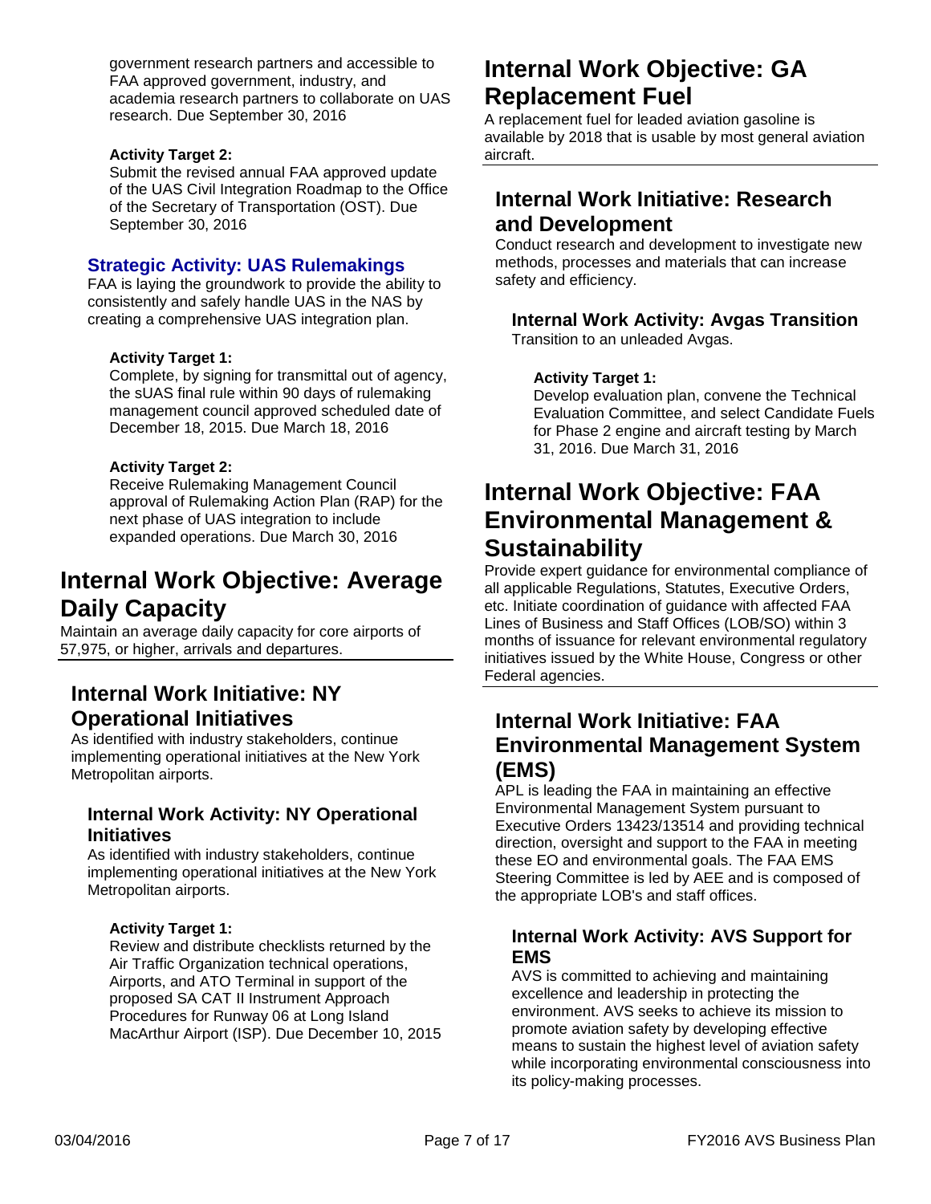government research partners and accessible to FAA approved government, industry, and academia research partners to collaborate on UAS research. Due September 30, 2016

**Activity Target 2:**
Submit the revised annual FAA approved update of the UAS Civil Integration Roadmap to the Office of the Secretary of Transportation (OST). Due September 30, 2016

### Strategic Activity: UAS Rulemakings

FAA is laying the groundwork to provide the ability to consistently and safely handle UAS in the NAS by creating a comprehensive UAS integration plan.

**Activity Target 1:**
Complete, by signing for transmittal out of agency, the sUAS final rule within 90 days of rulemaking management council approved scheduled date of December 18, 2015. Due March 18, 2016

**Activity Target 2:**
Receive Rulemaking Management Council approval of Rulemaking Action Plan (RAP) for the next phase of UAS integration to include expanded operations. Due March 30, 2016

# Internal Work Objective: Average Daily Capacity

Maintain an average daily capacity for core airports of 57,975, or higher, arrivals and departures.

## Internal Work Initiative: NY Operational Initiatives

As identified with industry stakeholders, continue implementing operational initiatives at the New York Metropolitan airports.

### Internal Work Activity: NY Operational Initiatives

As identified with industry stakeholders, continue implementing operational initiatives at the New York Metropolitan airports.

**Activity Target 1:**
Review and distribute checklists returned by the Air Traffic Organization technical operations, Airports, and ATO Terminal in support of the proposed SA CAT II Instrument Approach Procedures for Runway 06 at Long Island MacArthur Airport (ISP). Due December 10, 2015

# Internal Work Objective: GA Replacement Fuel

A replacement fuel for leaded aviation gasoline is available by 2018 that is usable by most general aviation aircraft.

## Internal Work Initiative: Research and Development

Conduct research and development to investigate new methods, processes and materials that can increase safety and efficiency.

### Internal Work Activity: Avgas Transition

Transition to an unleaded Avgas.

**Activity Target 1:**
Develop evaluation plan, convene the Technical Evaluation Committee, and select Candidate Fuels for Phase 2 engine and aircraft testing by March 31, 2016. Due March 31, 2016

# Internal Work Objective: FAA Environmental Management & Sustainability

Provide expert guidance for environmental compliance of all applicable Regulations, Statutes, Executive Orders, etc. Initiate coordination of guidance with affected FAA Lines of Business and Staff Offices (LOB/SO) within 3 months of issuance for relevant environmental regulatory initiatives issued by the White House, Congress or other Federal agencies.

## Internal Work Initiative: FAA Environmental Management System (EMS)

APL is leading the FAA in maintaining an effective Environmental Management System pursuant to Executive Orders 13423/13514 and providing technical direction, oversight and support to the FAA in meeting these EO and environmental goals. The FAA EMS Steering Committee is led by AEE and is composed of the appropriate LOB's and staff offices.

### Internal Work Activity: AVS Support for EMS

AVS is committed to achieving and maintaining excellence and leadership in protecting the environment. AVS seeks to achieve its mission to promote aviation safety by developing effective means to sustain the highest level of aviation safety while incorporating environmental consciousness into its policy-making processes.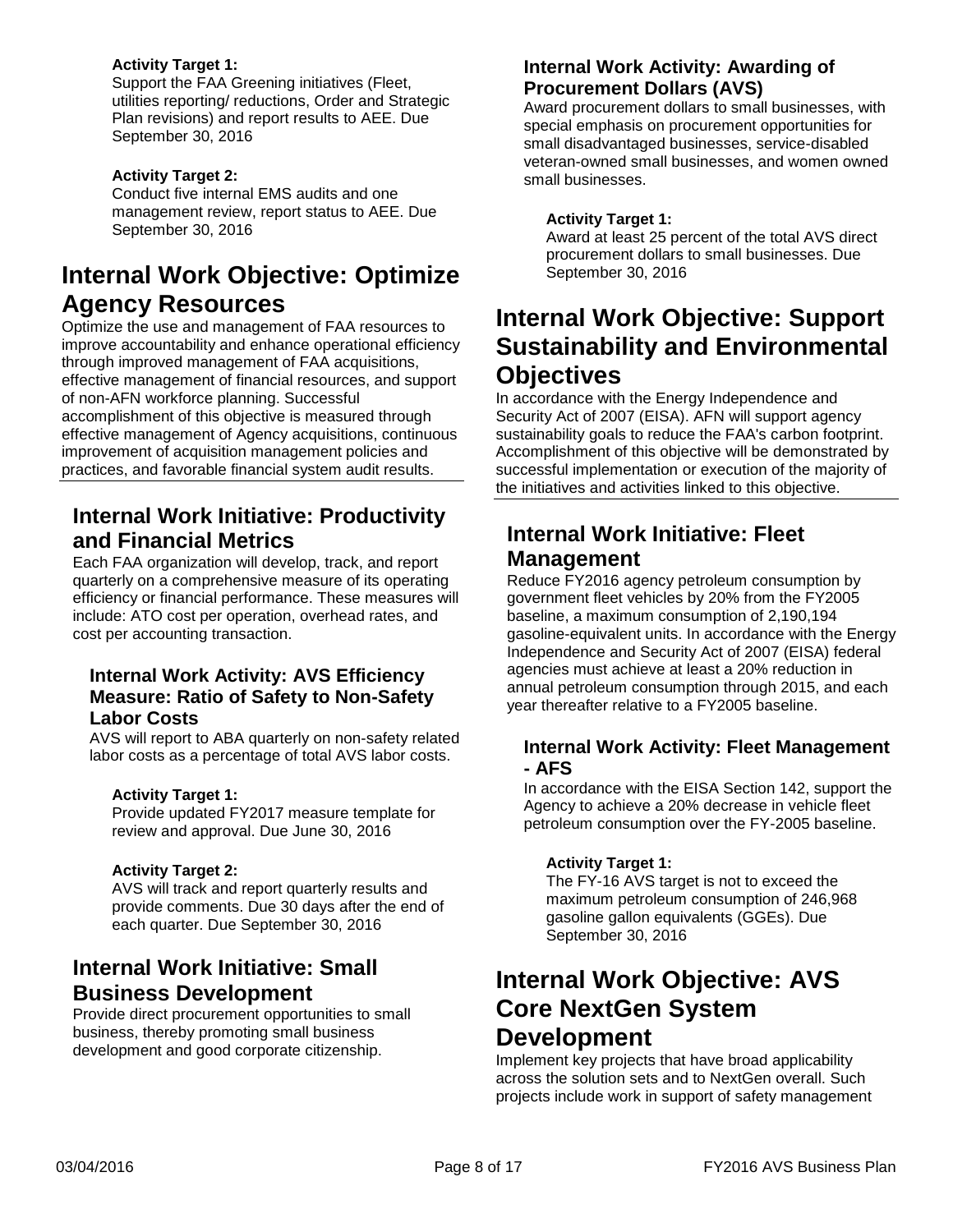**Activity Target 1:**
Support the FAA Greening initiatives (Fleet, utilities reporting/ reductions, Order and Strategic Plan revisions) and report results to AEE. Due September 30, 2016

**Activity Target 2:**
Conduct five internal EMS audits and one management review, report status to AEE. Due September 30, 2016

# Internal Work Objective: Optimize Agency Resources

Optimize the use and management of FAA resources to improve accountability and enhance operational efficiency through improved management of FAA acquisitions, effective management of financial resources, and support of non-AFN workforce planning. Successful accomplishment of this objective is measured through effective management of Agency acquisitions, continuous improvement of acquisition management policies and practices, and favorable financial system audit results.

## Internal Work Initiative: Productivity and Financial Metrics

Each FAA organization will develop, track, and report quarterly on a comprehensive measure of its operating efficiency or financial performance. These measures will include: ATO cost per operation, overhead rates, and cost per accounting transaction.

### Internal Work Activity: AVS Efficiency Measure: Ratio of Safety to Non-Safety Labor Costs

AVS will report to ABA quarterly on non-safety related labor costs as a percentage of total AVS labor costs.

**Activity Target 1:**
Provide updated FY2017 measure template for review and approval. Due June 30, 2016

**Activity Target 2:**
AVS will track and report quarterly results and provide comments. Due 30 days after the end of each quarter. Due September 30, 2016

## Internal Work Initiative: Small Business Development

Provide direct procurement opportunities to small business, thereby promoting small business development and good corporate citizenship.

### Internal Work Activity: Awarding of Procurement Dollars (AVS)

Award procurement dollars to small businesses, with special emphasis on procurement opportunities for small disadvantaged businesses, service-disabled veteran-owned small businesses, and women owned small businesses.

**Activity Target 1:**
Award at least 25 percent of the total AVS direct procurement dollars to small businesses. Due September 30, 2016

# Internal Work Objective: Support Sustainability and Environmental Objectives

In accordance with the Energy Independence and Security Act of 2007 (EISA). AFN will support agency sustainability goals to reduce the FAA's carbon footprint. Accomplishment of this objective will be demonstrated by successful implementation or execution of the majority of the initiatives and activities linked to this objective.

## Internal Work Initiative: Fleet Management

Reduce FY2016 agency petroleum consumption by government fleet vehicles by 20% from the FY2005 baseline, a maximum consumption of 2,190,194 gasoline-equivalent units. In accordance with the Energy Independence and Security Act of 2007 (EISA) federal agencies must achieve at least a 20% reduction in annual petroleum consumption through 2015, and each year thereafter relative to a FY2005 baseline.

### Internal Work Activity: Fleet Management - AFS

In accordance with the EISA Section 142, support the Agency to achieve a 20% decrease in vehicle fleet petroleum consumption over the FY-2005 baseline.

**Activity Target 1:**
The FY-16 AVS target is not to exceed the maximum petroleum consumption of 246,968 gasoline gallon equivalents (GGEs). Due September 30, 2016

# Internal Work Objective: AVS Core NextGen System Development

Implement key projects that have broad applicability across the solution sets and to NextGen overall. Such projects include work in support of safety management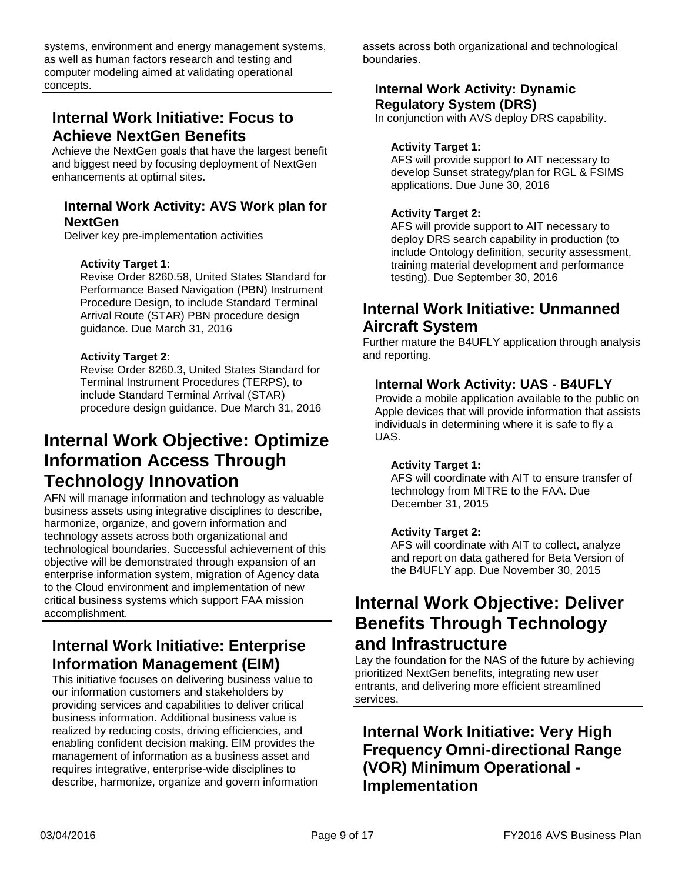systems, environment and energy management systems, as well as human factors research and testing and computer modeling aimed at validating operational concepts.

## Internal Work Initiative: Focus to Achieve NextGen Benefits

Achieve the NextGen goals that have the largest benefit and biggest need by focusing deployment of NextGen enhancements at optimal sites.

### Internal Work Activity: AVS Work plan for NextGen

Deliver key pre-implementation activities

#### Activity Target 1:

Revise Order 8260.58, United States Standard for Performance Based Navigation (PBN) Instrument Procedure Design, to include Standard Terminal Arrival Route (STAR) PBN procedure design guidance. Due March 31, 2016

#### Activity Target 2:

Revise Order 8260.3, United States Standard for Terminal Instrument Procedures (TERPS), to include Standard Terminal Arrival (STAR) procedure design guidance. Due March 31, 2016

# Internal Work Objective: Optimize Information Access Through Technology Innovation

AFN will manage information and technology as valuable business assets using integrative disciplines to describe, harmonize, organize, and govern information and technology assets across both organizational and technological boundaries. Successful achievement of this objective will be demonstrated through expansion of an enterprise information system, migration of Agency data to the Cloud environment and implementation of new critical business systems which support FAA mission accomplishment.

## Internal Work Initiative: Enterprise Information Management (EIM)

This initiative focuses on delivering business value to our information customers and stakeholders by providing services and capabilities to deliver critical business information. Additional business value is realized by reducing costs, driving efficiencies, and enabling confident decision making. EIM provides the management of information as a business asset and requires integrative, enterprise-wide disciplines to describe, harmonize, organize and govern information assets across both organizational and technological boundaries.

### Internal Work Activity: Dynamic Regulatory System (DRS)

In conjunction with AVS deploy DRS capability.

#### Activity Target 1:

AFS will provide support to AIT necessary to develop Sunset strategy/plan for RGL & FSIMS applications. Due June 30, 2016

#### Activity Target 2:

AFS will provide support to AIT necessary to deploy DRS search capability in production (to include Ontology definition, security assessment, training material development and performance testing). Due September 30, 2016

## Internal Work Initiative: Unmanned Aircraft System

Further mature the B4UFLY application through analysis and reporting.

### Internal Work Activity: UAS - B4UFLY

Provide a mobile application available to the public on Apple devices that will provide information that assists individuals in determining where it is safe to fly a UAS.

#### Activity Target 1:

AFS will coordinate with AIT to ensure transfer of technology from MITRE to the FAA. Due December 31, 2015

#### Activity Target 2:

AFS will coordinate with AIT to collect, analyze and report on data gathered for Beta Version of the B4UFLY app. Due November 30, 2015

# Internal Work Objective: Deliver Benefits Through Technology and Infrastructure

Lay the foundation for the NAS of the future by achieving prioritized NextGen benefits, integrating new user entrants, and delivering more efficient streamlined services.

## Internal Work Initiative: Very High Frequency Omni-directional Range (VOR) Minimum Operational - Implementation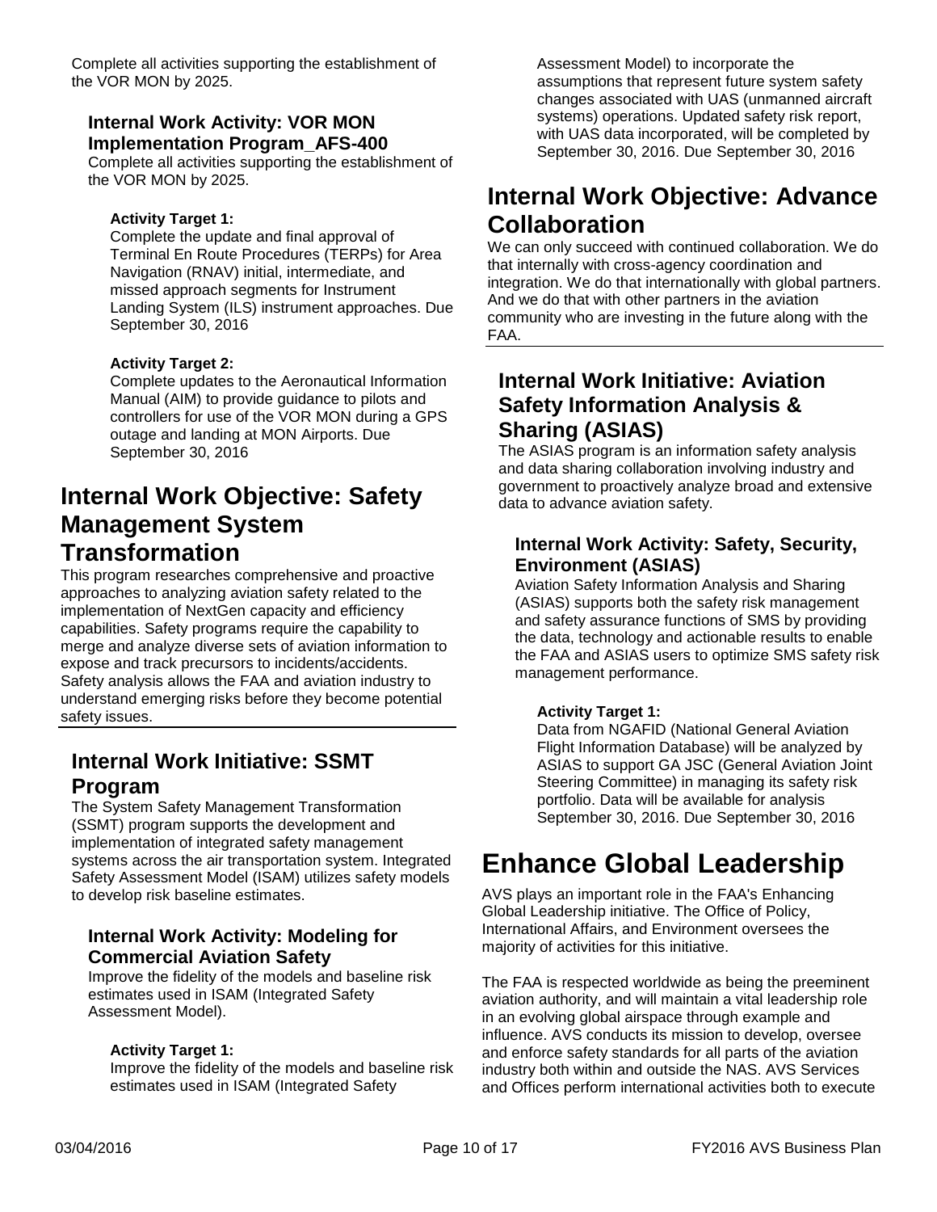Complete all activities supporting the establishment of the VOR MON by 2025.

### Internal Work Activity: VOR MON Implementation Program_AFS-400

Complete all activities supporting the establishment of the VOR MON by 2025.

**Activity Target 1:**

Complete the update and final approval of Terminal En Route Procedures (TERPs) for Area Navigation (RNAV) initial, intermediate, and missed approach segments for Instrument Landing System (ILS) instrument approaches. Due September 30, 2016

**Activity Target 2:**

Complete updates to the Aeronautical Information Manual (AIM) to provide guidance to pilots and controllers for use of the VOR MON during a GPS outage and landing at MON Airports. Due September 30, 2016

## Internal Work Objective: Safety Management System Transformation

This program researches comprehensive and proactive approaches to analyzing aviation safety related to the implementation of NextGen capacity and efficiency capabilities. Safety programs require the capability to merge and analyze diverse sets of aviation information to expose and track precursors to incidents/accidents. Safety analysis allows the FAA and aviation industry to understand emerging risks before they become potential safety issues.

### Internal Work Initiative: SSMT Program

The System Safety Management Transformation (SSMT) program supports the development and implementation of integrated safety management systems across the air transportation system. Integrated Safety Assessment Model (ISAM) utilizes safety models to develop risk baseline estimates.

#### Internal Work Activity: Modeling for Commercial Aviation Safety

Improve the fidelity of the models and baseline risk estimates used in ISAM (Integrated Safety Assessment Model).

**Activity Target 1:**

Improve the fidelity of the models and baseline risk estimates used in ISAM (Integrated Safety Assessment Model) to incorporate the assumptions that represent future system safety changes associated with UAS (unmanned aircraft systems) operations. Updated safety risk report, with UAS data incorporated, will be completed by September 30, 2016. Due September 30, 2016

## Internal Work Objective: Advance Collaboration

We can only succeed with continued collaboration. We do that internally with cross-agency coordination and integration. We do that internationally with global partners. And we do that with other partners in the aviation community who are investing in the future along with the FAA.

### Internal Work Initiative: Aviation Safety Information Analysis & Sharing (ASIAS)

The ASIAS program is an information safety analysis and data sharing collaboration involving industry and government to proactively analyze broad and extensive data to advance aviation safety.

#### Internal Work Activity: Safety, Security, Environment (ASIAS)

Aviation Safety Information Analysis and Sharing (ASIAS) supports both the safety risk management and safety assurance functions of SMS by providing the data, technology and actionable results to enable the FAA and ASIAS users to optimize SMS safety risk management performance.

**Activity Target 1:**

Data from NGAFID (National General Aviation Flight Information Database) will be analyzed by ASIAS to support GA JSC (General Aviation Joint Steering Committee) in managing its safety risk portfolio. Data will be available for analysis September 30, 2016. Due September 30, 2016

# Enhance Global Leadership

AVS plays an important role in the FAA's Enhancing Global Leadership initiative. The Office of Policy, International Affairs, and Environment oversees the majority of activities for this initiative.

The FAA is respected worldwide as being the preeminent aviation authority, and will maintain a vital leadership role in an evolving global airspace through example and influence. AVS conducts its mission to develop, oversee and enforce safety standards for all parts of the aviation industry both within and outside the NAS. AVS Services and Offices perform international activities both to execute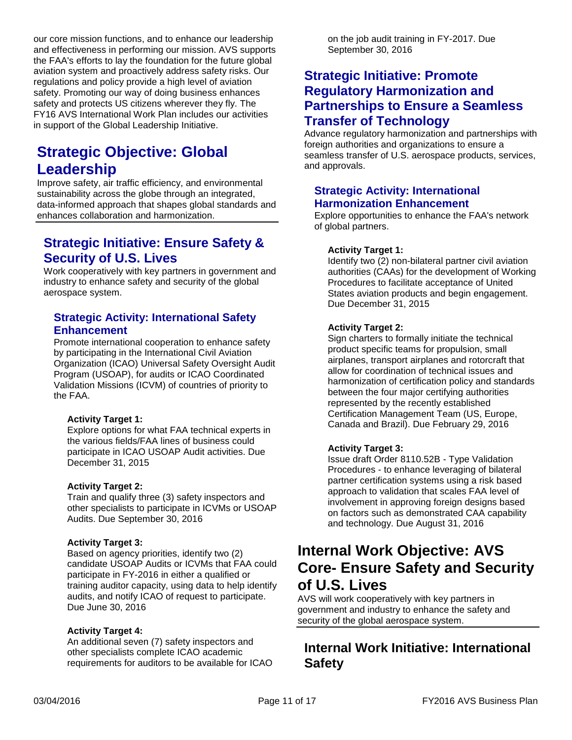our core mission functions, and to enhance our leadership and effectiveness in performing our mission. AVS supports the FAA's efforts to lay the foundation for the future global aviation system and proactively address safety risks. Our regulations and policy provide a high level of aviation safety. Promoting our way of doing business enhances safety and protects US citizens wherever they fly. The FY16 AVS International Work Plan includes our activities in support of the Global Leadership Initiative.

# Strategic Objective: Global Leadership

Improve safety, air traffic efficiency, and environmental sustainability across the globe through an integrated, data-informed approach that shapes global standards and enhances collaboration and harmonization.

## Strategic Initiative: Ensure Safety & Security of U.S. Lives

Work cooperatively with key partners in government and industry to enhance safety and security of the global aerospace system.

### Strategic Activity: International Safety Enhancement

Promote international cooperation to enhance safety by participating in the International Civil Aviation Organization (ICAO) Universal Safety Oversight Audit Program (USOAP), for audits or ICAO Coordinated Validation Missions (ICVM) of countries of priority to the FAA.

**Activity Target 1:**
Explore options for what FAA technical experts in the various fields/FAA lines of business could participate in ICAO USOAP Audit activities. Due December 31, 2015

**Activity Target 2:**
Train and qualify three (3) safety inspectors and other specialists to participate in ICVMs or USOAP Audits. Due September 30, 2016

**Activity Target 3:**
Based on agency priorities, identify two (2) candidate USOAP Audits or ICVMs that FAA could participate in FY-2016 in either a qualified or training auditor capacity, using data to help identify audits, and notify ICAO of request to participate. Due June 30, 2016

**Activity Target 4:**
An additional seven (7) safety inspectors and other specialists complete ICAO academic requirements for auditors to be available for ICAO on the job audit training in FY-2017. Due September 30, 2016

## Strategic Initiative: Promote Regulatory Harmonization and Partnerships to Ensure a Seamless Transfer of Technology

Advance regulatory harmonization and partnerships with foreign authorities and organizations to ensure a seamless transfer of U.S. aerospace products, services, and approvals.

### Strategic Activity: International Harmonization Enhancement

Explore opportunities to enhance the FAA's network of global partners.

**Activity Target 1:**
Identify two (2) non-bilateral partner civil aviation authorities (CAAs) for the development of Working Procedures to facilitate acceptance of United States aviation products and begin engagement. Due December 31, 2015

**Activity Target 2:**
Sign charters to formally initiate the technical product specific teams for propulsion, small airplanes, transport airplanes and rotorcraft that allow for coordination of technical issues and harmonization of certification policy and standards between the four major certifying authorities represented by the recently established Certification Management Team (US, Europe, Canada and Brazil). Due February 29, 2016

**Activity Target 3:**
Issue draft Order 8110.52B - Type Validation Procedures - to enhance leveraging of bilateral partner certification systems using a risk based approach to validation that scales FAA level of involvement in approving foreign designs based on factors such as demonstrated CAA capability and technology. Due August 31, 2016

# Internal Work Objective: AVS Core- Ensure Safety and Security of U.S. Lives

AVS will work cooperatively with key partners in government and industry to enhance the safety and security of the global aerospace system.

## Internal Work Initiative: International Safety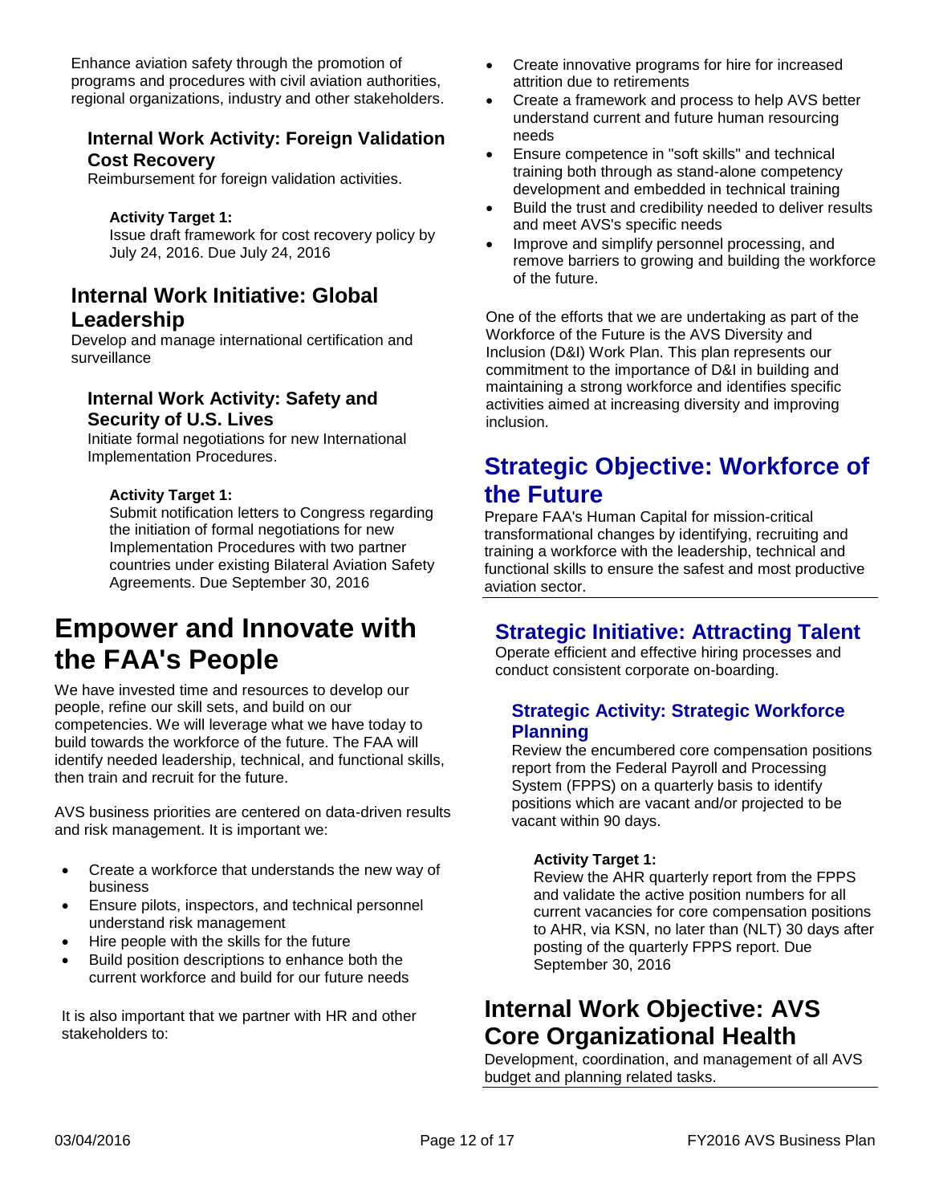Enhance aviation safety through the promotion of programs and procedures with civil aviation authorities, regional organizations, industry and other stakeholders.

### Internal Work Activity: Foreign Validation Cost Recovery

Reimbursement for foreign validation activities.

**Activity Target 1:**
Issue draft framework for cost recovery policy by July 24, 2016. Due July 24, 2016

## Internal Work Initiative: Global Leadership

Develop and manage international certification and surveillance

### Internal Work Activity: Safety and Security of U.S. Lives

Initiate formal negotiations for new International Implementation Procedures.

**Activity Target 1:**
Submit notification letters to Congress regarding the initiation of formal negotiations for new Implementation Procedures with two partner countries under existing Bilateral Aviation Safety Agreements. Due September 30, 2016

# Empower and Innovate with the FAA's People

We have invested time and resources to develop our people, refine our skill sets, and build on our competencies. We will leverage what we have today to build towards the workforce of the future. The FAA will identify needed leadership, technical, and functional skills, then train and recruit for the future.

AVS business priorities are centered on data-driven results and risk management. It is important we:

- Create a workforce that understands the new way of business
- Ensure pilots, inspectors, and technical personnel understand risk management
- Hire people with the skills for the future
- Build position descriptions to enhance both the current workforce and build for our future needs

It is also important that we partner with HR and other stakeholders to:

- Create innovative programs for hire for increased attrition due to retirements
- Create a framework and process to help AVS better understand current and future human resourcing needs
- Ensure competence in "soft skills" and technical training both through as stand-alone competency development and embedded in technical training
- Build the trust and credibility needed to deliver results and meet AVS's specific needs
- Improve and simplify personnel processing, and remove barriers to growing and building the workforce of the future.

One of the efforts that we are undertaking as part of the Workforce of the Future is the AVS Diversity and Inclusion (D&I) Work Plan. This plan represents our commitment to the importance of D&I in building and maintaining a strong workforce and identifies specific activities aimed at increasing diversity and improving inclusion.

## Strategic Objective: Workforce of the Future

Prepare FAA's Human Capital for mission-critical transformational changes by identifying, recruiting and training a workforce with the leadership, technical and functional skills to ensure the safest and most productive aviation sector.

### Strategic Initiative: Attracting Talent

Operate efficient and effective hiring processes and conduct consistent corporate on-boarding.

#### Strategic Activity: Strategic Workforce Planning

Review the encumbered core compensation positions report from the Federal Payroll and Processing System (FPPS) on a quarterly basis to identify positions which are vacant and/or projected to be vacant within 90 days.

**Activity Target 1:**
Review the AHR quarterly report from the FPPS and validate the active position numbers for all current vacancies for core compensation positions to AHR, via KSN, no later than (NLT) 30 days after posting of the quarterly FPPS report. Due September 30, 2016

## Internal Work Objective: AVS Core Organizational Health

Development, coordination, and management of all AVS budget and planning related tasks.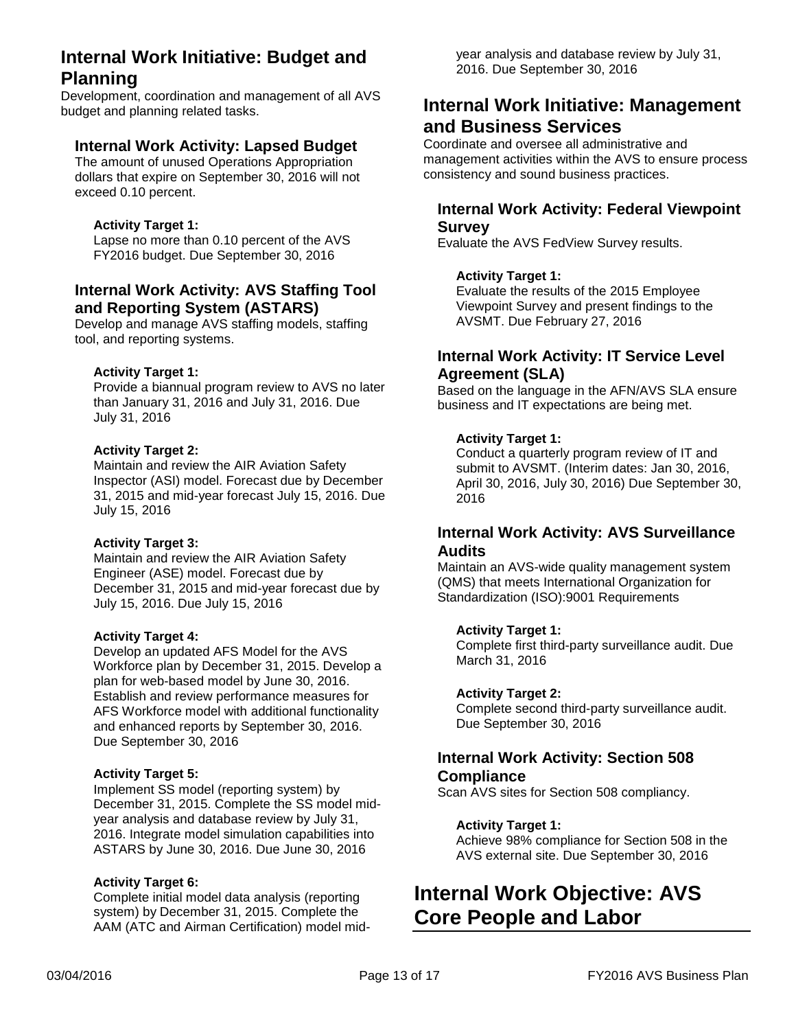## Internal Work Initiative: Budget and Planning

Development, coordination and management of all AVS budget and planning related tasks.

### Internal Work Activity: Lapsed Budget

The amount of unused Operations Appropriation dollars that expire on September 30, 2016 will not exceed 0.10 percent.

**Activity Target 1:**
Lapse no more than 0.10 percent of the AVS FY2016 budget. Due September 30, 2016

### Internal Work Activity: AVS Staffing Tool and Reporting System (ASTARS)

Develop and manage AVS staffing models, staffing tool, and reporting systems.

**Activity Target 1:**
Provide a biannual program review to AVS no later than January 31, 2016 and July 31, 2016. Due July 31, 2016

**Activity Target 2:**
Maintain and review the AIR Aviation Safety Inspector (ASI) model. Forecast due by December 31, 2015 and mid-year forecast July 15, 2016. Due July 15, 2016

**Activity Target 3:**
Maintain and review the AIR Aviation Safety Engineer (ASE) model. Forecast due by December 31, 2015 and mid-year forecast due by July 15, 2016. Due July 15, 2016

**Activity Target 4:**
Develop an updated AFS Model for the AVS Workforce plan by December 31, 2015. Develop a plan for web-based model by June 30, 2016. Establish and review performance measures for AFS Workforce model with additional functionality and enhanced reports by September 30, 2016. Due September 30, 2016

**Activity Target 5:**
Implement SS model (reporting system) by December 31, 2015. Complete the SS model mid-year analysis and database review by July 31, 2016. Integrate model simulation capabilities into ASTARS by June 30, 2016. Due June 30, 2016

**Activity Target 6:**
Complete initial model data analysis (reporting system) by December 31, 2015. Complete the AAM (ATC and Airman Certification) model mid-year analysis and database review by July 31, 2016. Due September 30, 2016

## Internal Work Initiative: Management and Business Services

Coordinate and oversee all administrative and management activities within the AVS to ensure process consistency and sound business practices.

### Internal Work Activity: Federal Viewpoint Survey

Evaluate the AVS FedView Survey results.

**Activity Target 1:**
Evaluate the results of the 2015 Employee Viewpoint Survey and present findings to the AVSMT. Due February 27, 2016

### Internal Work Activity: IT Service Level Agreement (SLA)

Based on the language in the AFN/AVS SLA ensure business and IT expectations are being met.

**Activity Target 1:**
Conduct a quarterly program review of IT and submit to AVSMT. (Interim dates: Jan 30, 2016, April 30, 2016, July 30, 2016) Due September 30, 2016

### Internal Work Activity: AVS Surveillance Audits

Maintain an AVS-wide quality management system (QMS) that meets International Organization for Standardization (ISO):9001 Requirements

**Activity Target 1:**
Complete first third-party surveillance audit. Due March 31, 2016

**Activity Target 2:**
Complete second third-party surveillance audit. Due September 30, 2016

### Internal Work Activity: Section 508 Compliance

Scan AVS sites for Section 508 compliancy.

**Activity Target 1:**
Achieve 98% compliance for Section 508 in the AVS external site. Due September 30, 2016

# Internal Work Objective: AVS Core People and Labor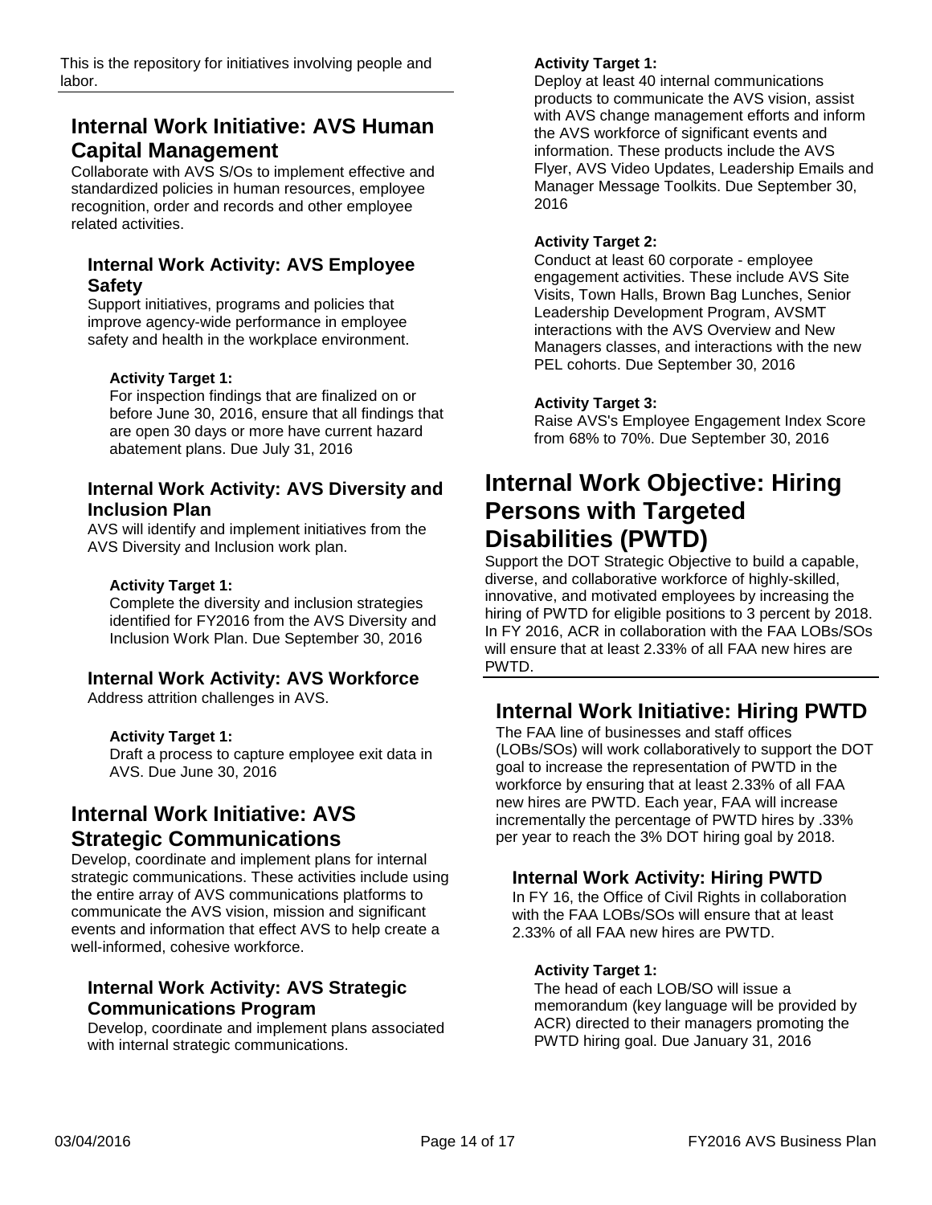This is the repository for initiatives involving people and labor.

## Internal Work Initiative: AVS Human Capital Management

Collaborate with AVS S/Os to implement effective and standardized policies in human resources, employee recognition, order and records and other employee related activities.

### Internal Work Activity: AVS Employee Safety

Support initiatives, programs and policies that improve agency-wide performance in employee safety and health in the workplace environment.

**Activity Target 1:**
For inspection findings that are finalized on or before June 30, 2016, ensure that all findings that are open 30 days or more have current hazard abatement plans. Due July 31, 2016

### Internal Work Activity: AVS Diversity and Inclusion Plan

AVS will identify and implement initiatives from the AVS Diversity and Inclusion work plan.

**Activity Target 1:**
Complete the diversity and inclusion strategies identified for FY2016 from the AVS Diversity and Inclusion Work Plan. Due September 30, 2016

### Internal Work Activity: AVS Workforce

Address attrition challenges in AVS.

**Activity Target 1:**
Draft a process to capture employee exit data in AVS. Due June 30, 2016

## Internal Work Initiative: AVS Strategic Communications

Develop, coordinate and implement plans for internal strategic communications. These activities include using the entire array of AVS communications platforms to communicate the AVS vision, mission and significant events and information that effect AVS to help create a well-informed, cohesive workforce.

### Internal Work Activity: AVS Strategic Communications Program

Develop, coordinate and implement plans associated with internal strategic communications.

**Activity Target 1:**
Deploy at least 40 internal communications products to communicate the AVS vision, assist with AVS change management efforts and inform the AVS workforce of significant events and information. These products include the AVS Flyer, AVS Video Updates, Leadership Emails and Manager Message Toolkits. Due September 30, 2016

**Activity Target 2:**
Conduct at least 60 corporate - employee engagement activities. These include AVS Site Visits, Town Halls, Brown Bag Lunches, Senior Leadership Development Program, AVSMT interactions with the AVS Overview and New Managers classes, and interactions with the new PEL cohorts. Due September 30, 2016

**Activity Target 3:**
Raise AVS's Employee Engagement Index Score from 68% to 70%. Due September 30, 2016

# Internal Work Objective: Hiring Persons with Targeted Disabilities (PWTD)

Support the DOT Strategic Objective to build a capable, diverse, and collaborative workforce of highly-skilled, innovative, and motivated employees by increasing the hiring of PWTD for eligible positions to 3 percent by 2018. In FY 2016, ACR in collaboration with the FAA LOBs/SOs will ensure that at least 2.33% of all FAA new hires are PWTD.

## Internal Work Initiative: Hiring PWTD

The FAA line of businesses and staff offices (LOBs/SOs) will work collaboratively to support the DOT goal to increase the representation of PWTD in the workforce by ensuring that at least 2.33% of all FAA new hires are PWTD. Each year, FAA will increase incrementally the percentage of PWTD hires by .33% per year to reach the 3% DOT hiring goal by 2018.

### Internal Work Activity: Hiring PWTD

In FY 16, the Office of Civil Rights in collaboration with the FAA LOBs/SOs will ensure that at least 2.33% of all FAA new hires are PWTD.

**Activity Target 1:**
The head of each LOB/SO will issue a memorandum (key language will be provided by ACR) directed to their managers promoting the PWTD hiring goal. Due January 31, 2016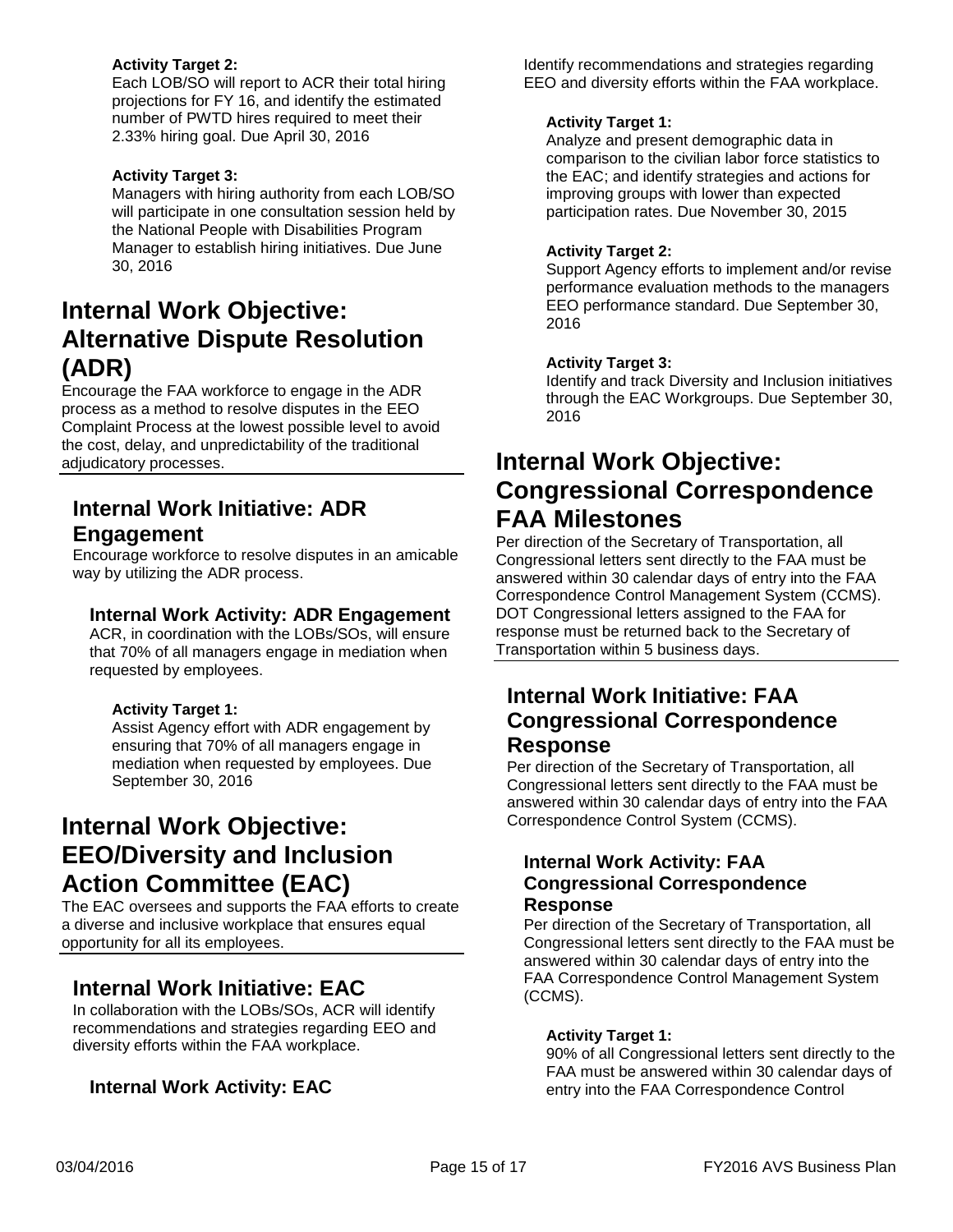**Activity Target 2:**
Each LOB/SO will report to ACR their total hiring projections for FY 16, and identify the estimated number of PWTD hires required to meet their 2.33% hiring goal. Due April 30, 2016

**Activity Target 3:**
Managers with hiring authority from each LOB/SO will participate in one consultation session held by the National People with Disabilities Program Manager to establish hiring initiatives. Due June 30, 2016

# Internal Work Objective: Alternative Dispute Resolution (ADR)

Encourage the FAA workforce to engage in the ADR process as a method to resolve disputes in the EEO Complaint Process at the lowest possible level to avoid the cost, delay, and unpredictability of the traditional adjudicatory processes.

## Internal Work Initiative: ADR Engagement

Encourage workforce to resolve disputes in an amicable way by utilizing the ADR process.

### Internal Work Activity: ADR Engagement

ACR, in coordination with the LOBs/SOs, will ensure that 70% of all managers engage in mediation when requested by employees.

**Activity Target 1:**
Assist Agency effort with ADR engagement by ensuring that 70% of all managers engage in mediation when requested by employees. Due September 30, 2016

# Internal Work Objective: EEO/Diversity and Inclusion Action Committee (EAC)

The EAC oversees and supports the FAA efforts to create a diverse and inclusive workplace that ensures equal opportunity for all its employees.

## Internal Work Initiative: EAC

In collaboration with the LOBs/SOs, ACR will identify recommendations and strategies regarding EEO and diversity efforts within the FAA workplace.

### Internal Work Activity: EAC

Identify recommendations and strategies regarding EEO and diversity efforts within the FAA workplace.

**Activity Target 1:**
Analyze and present demographic data in comparison to the civilian labor force statistics to the EAC; and identify strategies and actions for improving groups with lower than expected participation rates. Due November 30, 2015

**Activity Target 2:**
Support Agency efforts to implement and/or revise performance evaluation methods to the managers EEO performance standard. Due September 30, 2016

**Activity Target 3:**
Identify and track Diversity and Inclusion initiatives through the EAC Workgroups. Due September 30, 2016

# Internal Work Objective: Congressional Correspondence FAA Milestones

Per direction of the Secretary of Transportation, all Congressional letters sent directly to the FAA must be answered within 30 calendar days of entry into the FAA Correspondence Control Management System (CCMS). DOT Congressional letters assigned to the FAA for response must be returned back to the Secretary of Transportation within 5 business days.

## Internal Work Initiative: FAA Congressional Correspondence Response

Per direction of the Secretary of Transportation, all Congressional letters sent directly to the FAA must be answered within 30 calendar days of entry into the FAA Correspondence Control System (CCMS).

### Internal Work Activity: FAA Congressional Correspondence Response

Per direction of the Secretary of Transportation, all Congressional letters sent directly to the FAA must be answered within 30 calendar days of entry into the FAA Correspondence Control Management System (CCMS).

**Activity Target 1:**
90% of all Congressional letters sent directly to the FAA must be answered within 30 calendar days of entry into the FAA Correspondence Control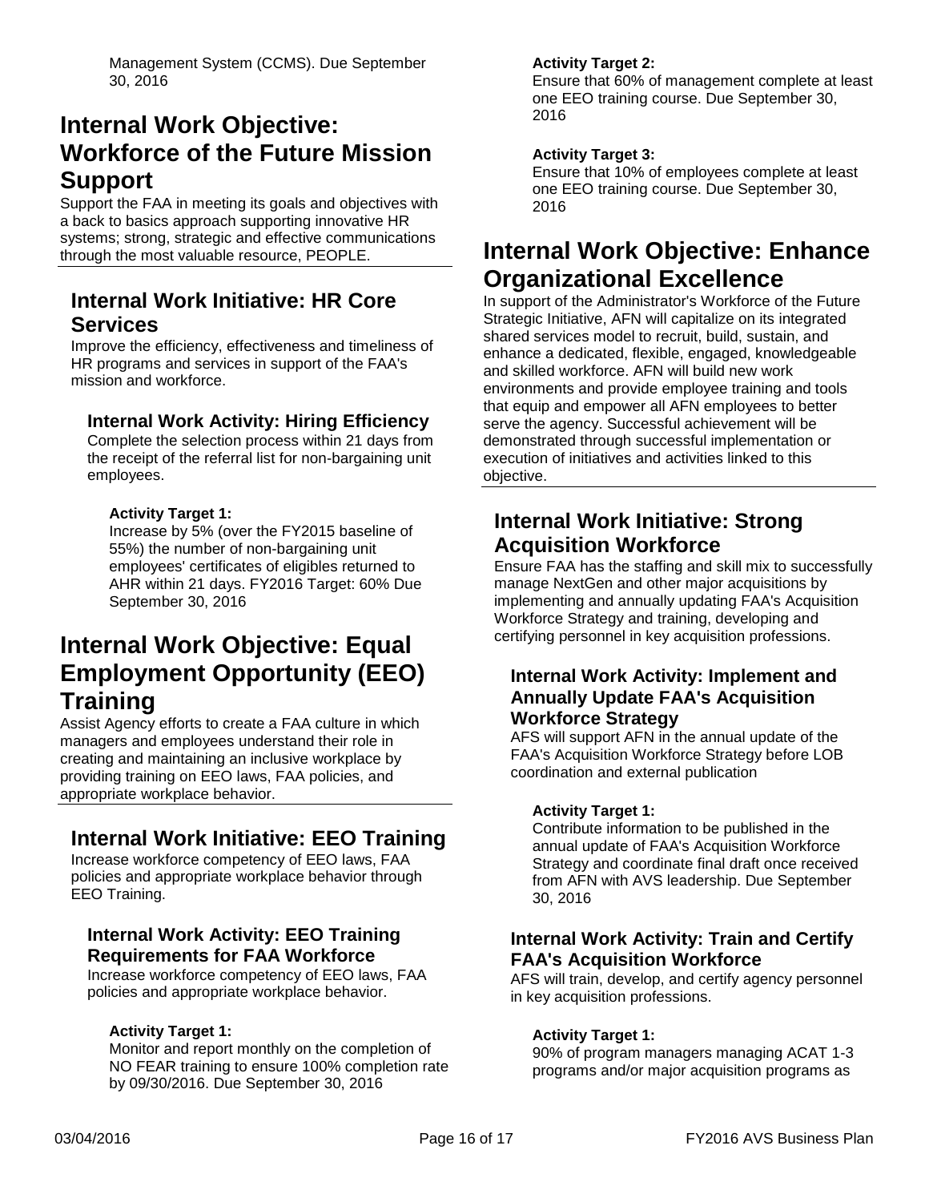Management System (CCMS). Due September 30, 2016

# Internal Work Objective: Workforce of the Future Mission Support

Support the FAA in meeting its goals and objectives with a back to basics approach supporting innovative HR systems; strong, strategic and effective communications through the most valuable resource, PEOPLE.

## Internal Work Initiative: HR Core Services

Improve the efficiency, effectiveness and timeliness of HR programs and services in support of the FAA's mission and workforce.

### Internal Work Activity: Hiring Efficiency

Complete the selection process within 21 days from the receipt of the referral list for non-bargaining unit employees.

#### Activity Target 1:

Increase by 5% (over the FY2015 baseline of 55%) the number of non-bargaining unit employees' certificates of eligibles returned to AHR within 21 days. FY2016 Target: 60% Due September 30, 2016

# Internal Work Objective: Equal Employment Opportunity (EEO) Training

Assist Agency efforts to create a FAA culture in which managers and employees understand their role in creating and maintaining an inclusive workplace by providing training on EEO laws, FAA policies, and appropriate workplace behavior.

## Internal Work Initiative: EEO Training

Increase workforce competency of EEO laws, FAA policies and appropriate workplace behavior through EEO Training.

### Internal Work Activity: EEO Training Requirements for FAA Workforce

Increase workforce competency of EEO laws, FAA policies and appropriate workplace behavior.

#### Activity Target 1:

Monitor and report monthly on the completion of NO FEAR training to ensure 100% completion rate by 09/30/2016. Due September 30, 2016

#### Activity Target 2:

Ensure that 60% of management complete at least one EEO training course. Due September 30, 2016

#### Activity Target 3:

Ensure that 10% of employees complete at least one EEO training course. Due September 30, 2016

# Internal Work Objective: Enhance Organizational Excellence

In support of the Administrator's Workforce of the Future Strategic Initiative, AFN will capitalize on its integrated shared services model to recruit, build, sustain, and enhance a dedicated, flexible, engaged, knowledgeable and skilled workforce. AFN will build new work environments and provide employee training and tools that equip and empower all AFN employees to better serve the agency. Successful achievement will be demonstrated through successful implementation or execution of initiatives and activities linked to this objective.

## Internal Work Initiative: Strong Acquisition Workforce

Ensure FAA has the staffing and skill mix to successfully manage NextGen and other major acquisitions by implementing and annually updating FAA's Acquisition Workforce Strategy and training, developing and certifying personnel in key acquisition professions.

### Internal Work Activity: Implement and Annually Update FAA's Acquisition Workforce Strategy

AFS will support AFN in the annual update of the FAA's Acquisition Workforce Strategy before LOB coordination and external publication

#### Activity Target 1:

Contribute information to be published in the annual update of FAA's Acquisition Workforce Strategy and coordinate final draft once received from AFN with AVS leadership. Due September 30, 2016

### Internal Work Activity: Train and Certify FAA's Acquisition Workforce

AFS will train, develop, and certify agency personnel in key acquisition professions.

#### Activity Target 1:

90% of program managers managing ACAT 1-3 programs and/or major acquisition programs as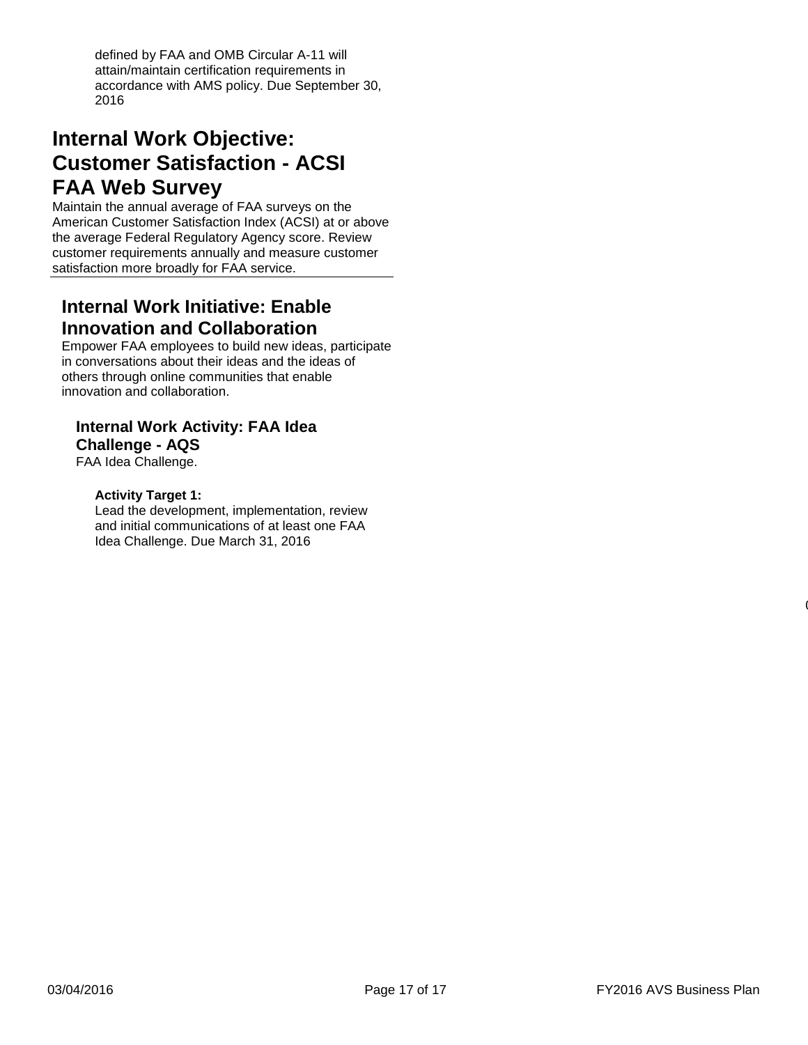defined by FAA and OMB Circular A-11 will attain/maintain certification requirements in accordance with AMS policy. Due September 30, 2016

## Internal Work Objective: Customer Satisfaction - ACSI FAA Web Survey

Maintain the annual average of FAA surveys on the American Customer Satisfaction Index (ACSI) at or above the average Federal Regulatory Agency score. Review customer requirements annually and measure customer satisfaction more broadly for FAA service.

---

### Internal Work Initiative: Enable Innovation and Collaboration

Empower FAA employees to build new ideas, participate in conversations about their ideas and the ideas of others through online communities that enable innovation and collaboration.

#### Internal Work Activity: FAA Idea Challenge - AQS

FAA Idea Challenge.

**Activity Target 1:**

Lead the development, implementation, review and initial communications of at least one FAA Idea Challenge. Due March 31, 2016